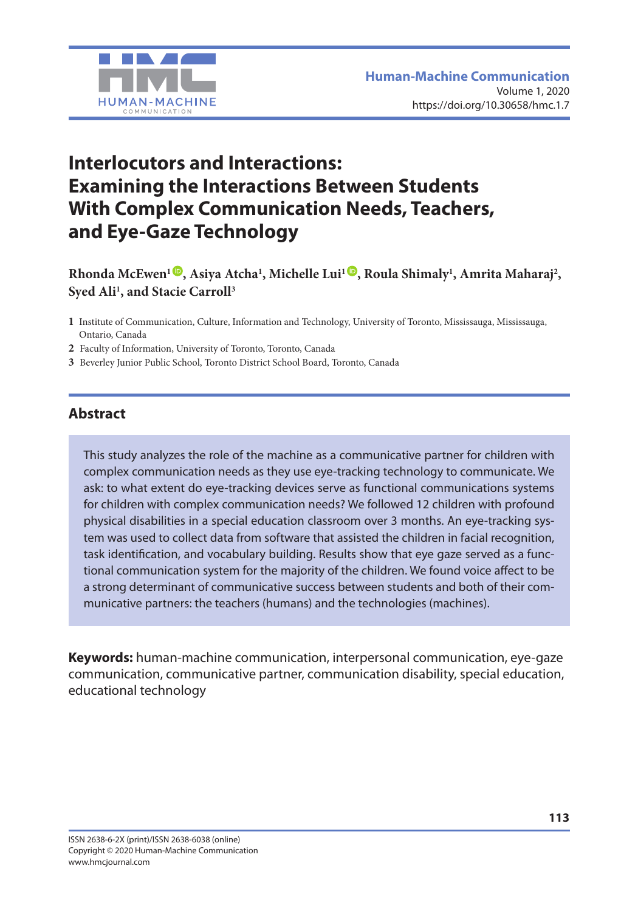# Interlocutors and Interactions: Examining the Interactions Between Students With Complex Communication Needs, Teachers, and Eye-Gaze Technology

**Rhonda McEwen[1], Asiya Atcha[1], Michelle Lui[1], Roula Shimaly[1], Amrita Maharaj[2], Syed Ali[1], and Stacie Carroll[3]**

1 Institute of Communication, Culture, Information and Technology, University of Toronto, Mississauga, Mississauga, Ontario, Canada

2 Faculty of Information, University of Toronto, Toronto, Canada

3 Beverley Junior Public School, Toronto District School Board, Toronto, Canada

## Abstract

This study analyzes the role of the machine as a communicative partner for children with complex communication needs as they use eye-tracking technology to communicate. We ask: to what extent do eye-tracking devices serve as functional communications systems for children with complex communication needs? We followed 12 children with profound physical disabilities in a special education classroom over 3 months. An eye-tracking system was used to collect data from software that assisted the children in facial recognition, task identification, and vocabulary building. Results show that eye gaze served as a functional communication system for the majority of the children. We found voice affect to be a strong determinant of communicative success between students and both of their communicative partners: the teachers (humans) and the technologies (machines).

**Keywords:** human-machine communication, interpersonal communication, eye-gaze communication, communicative partner, communication disability, special education, educational technology

ISSN 2638-6-2X (print)/ISSN 2638-6038 (online)
Copyright © 2020 Human-Machine Communication
www.hmcjournal.com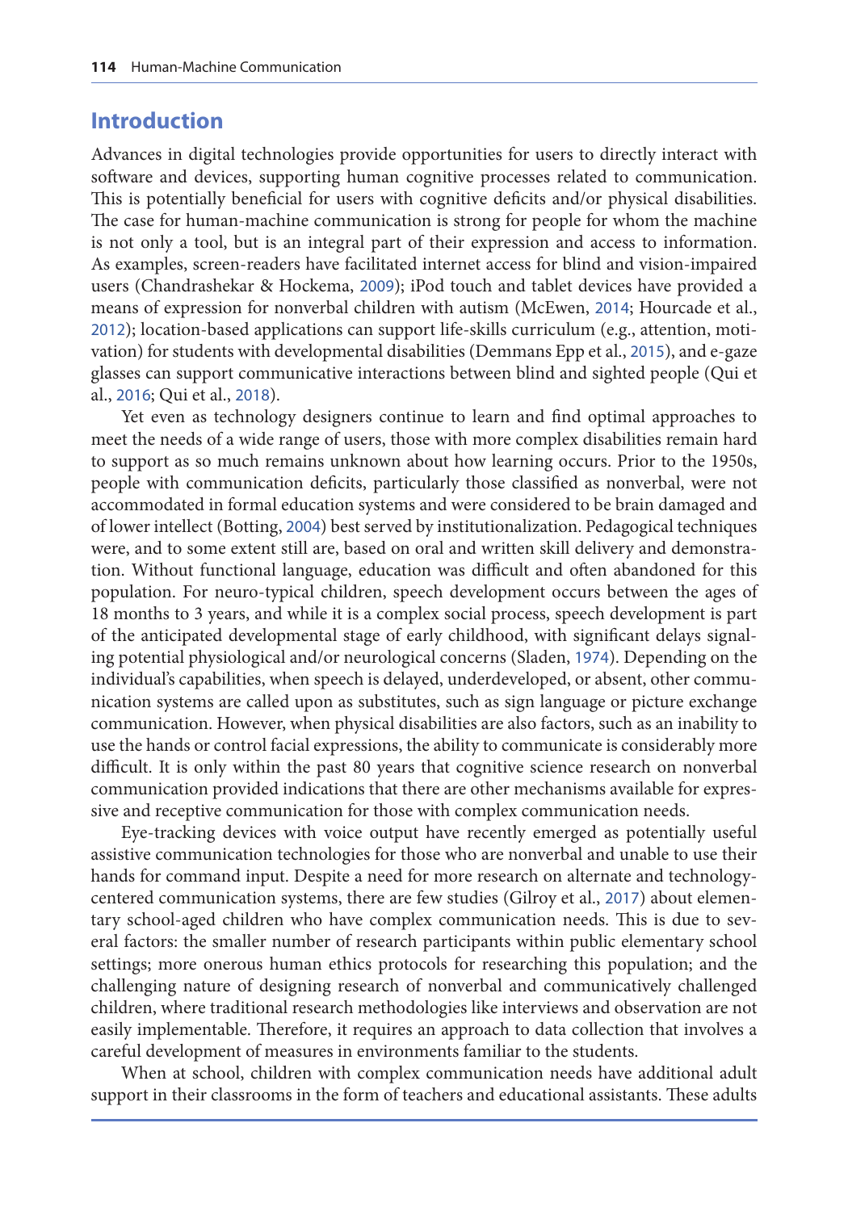## Introduction

Advances in digital technologies provide opportunities for users to directly interact with software and devices, supporting human cognitive processes related to communication. This is potentially beneficial for users with cognitive deficits and/or physical disabilities. The case for human-machine communication is strong for people for whom the machine is not only a tool, but is an integral part of their expression and access to information. As examples, screen-readers have facilitated internet access for blind and vision-impaired users (Chandrashekar & Hockema, 2009); iPod touch and tablet devices have provided a means of expression for nonverbal children with autism (McEwen, 2014; Hourcade et al., 2012); location-based applications can support life-skills curriculum (e.g., attention, motivation) for students with developmental disabilities (Demmans Epp et al., 2015), and e-gaze glasses can support communicative interactions between blind and sighted people (Qui et al., 2016; Qui et al., 2018).

Yet even as technology designers continue to learn and find optimal approaches to meet the needs of a wide range of users, those with more complex disabilities remain hard to support as so much remains unknown about how learning occurs. Prior to the 1950s, people with communication deficits, particularly those classified as nonverbal, were not accommodated in formal education systems and were considered to be brain damaged and of lower intellect (Botting, 2004) best served by institutionalization. Pedagogical techniques were, and to some extent still are, based on oral and written skill delivery and demonstration. Without functional language, education was difficult and often abandoned for this population. For neuro-typical children, speech development occurs between the ages of 18 months to 3 years, and while it is a complex social process, speech development is part of the anticipated developmental stage of early childhood, with significant delays signaling potential physiological and/or neurological concerns (Sladen, 1974). Depending on the individual's capabilities, when speech is delayed, underdeveloped, or absent, other communication systems are called upon as substitutes, such as sign language or picture exchange communication. However, when physical disabilities are also factors, such as an inability to use the hands or control facial expressions, the ability to communicate is considerably more difficult. It is only within the past 80 years that cognitive science research on nonverbal communication provided indications that there are other mechanisms available for expressive and receptive communication for those with complex communication needs.

Eye-tracking devices with voice output have recently emerged as potentially useful assistive communication technologies for those who are nonverbal and unable to use their hands for command input. Despite a need for more research on alternate and technology-centered communication systems, there are few studies (Gilroy et al., 2017) about elementary school-aged children who have complex communication needs. This is due to several factors: the smaller number of research participants within public elementary school settings; more onerous human ethics protocols for researching this population; and the challenging nature of designing research of nonverbal and communicatively challenged children, where traditional research methodologies like interviews and observation are not easily implementable. Therefore, it requires an approach to data collection that involves a careful development of measures in environments familiar to the students.

When at school, children with complex communication needs have additional adult support in their classrooms in the form of teachers and educational assistants. These adults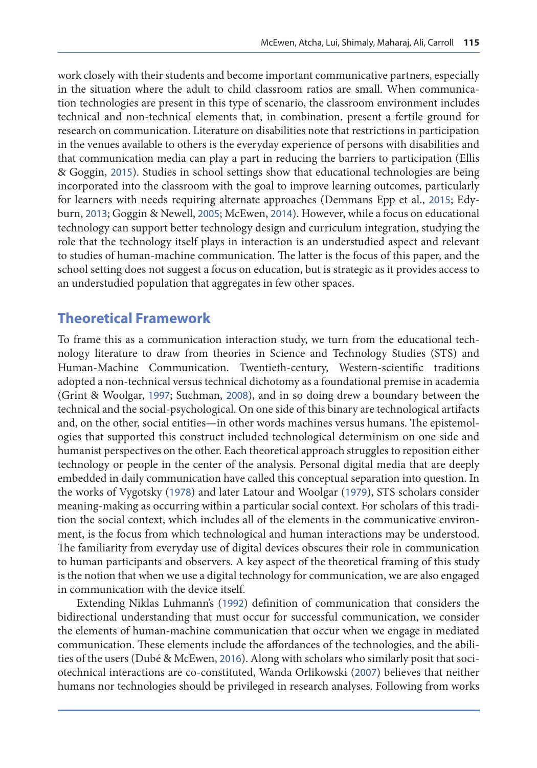work closely with their students and become important communicative partners, especially in the situation where the adult to child classroom ratios are small. When communication technologies are present in this type of scenario, the classroom environment includes technical and non-technical elements that, in combination, present a fertile ground for research on communication. Literature on disabilities note that restrictions in participation in the venues available to others is the everyday experience of persons with disabilities and that communication media can play a part in reducing the barriers to participation (Ellis & Goggin, 2015). Studies in school settings show that educational technologies are being incorporated into the classroom with the goal to improve learning outcomes, particularly for learners with needs requiring alternate approaches (Demmans Epp et al., 2015; Edyburn, 2013; Goggin & Newell, 2005; McEwen, 2014). However, while a focus on educational technology can support better technology design and curriculum integration, studying the role that the technology itself plays in interaction is an understudied aspect and relevant to studies of human-machine communication. The latter is the focus of this paper, and the school setting does not suggest a focus on education, but is strategic as it provides access to an understudied population that aggregates in few other spaces.

## Theoretical Framework

To frame this as a communication interaction study, we turn from the educational technology literature to draw from theories in Science and Technology Studies (STS) and Human-Machine Communication. Twentieth-century, Western-scientific traditions adopted a non-technical versus technical dichotomy as a foundational premise in academia (Grint & Woolgar, 1997; Suchman, 2008), and in so doing drew a boundary between the technical and the social-psychological. On one side of this binary are technological artifacts and, on the other, social entities—in other words machines versus humans. The epistemologies that supported this construct included technological determinism on one side and humanist perspectives on the other. Each theoretical approach struggles to reposition either technology or people in the center of the analysis. Personal digital media that are deeply embedded in daily communication have called this conceptual separation into question. In the works of Vygotsky (1978) and later Latour and Woolgar (1979), STS scholars consider meaning-making as occurring within a particular social context. For scholars of this tradition the social context, which includes all of the elements in the communicative environment, is the focus from which technological and human interactions may be understood. The familiarity from everyday use of digital devices obscures their role in communication to human participants and observers. A key aspect of the theoretical framing of this study is the notion that when we use a digital technology for communication, we are also engaged in communication with the device itself.

Extending Niklas Luhmann's (1992) definition of communication that considers the bidirectional understanding that must occur for successful communication, we consider the elements of human-machine communication that occur when we engage in mediated communication. These elements include the affordances of the technologies, and the abilities of the users (Dubé & McEwen, 2016). Along with scholars who similarly posit that sociotechnical interactions are co-constituted, Wanda Orlikowski (2007) believes that neither humans nor technologies should be privileged in research analyses. Following from works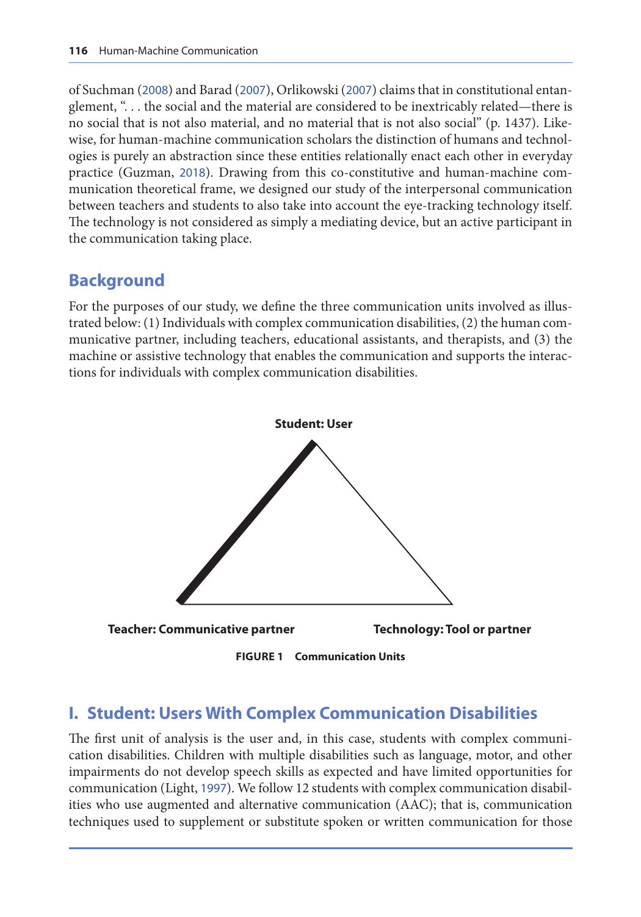of Suchman (2008) and Barad (2007), Orlikowski (2007) claims that in constitutional entanglement, ". . . the social and the material are considered to be inextricably related—there is no social that is not also material, and no material that is not also social" (p. 1437). Likewise, for human-machine communication scholars the distinction of humans and technologies is purely an abstraction since these entities relationally enact each other in everyday practice (Guzman, 2018). Drawing from this co-constitutive and human-machine communication theoretical frame, we designed our study of the interpersonal communication between teachers and students to also take into account the eye-tracking technology itself. The technology is not considered as simply a mediating device, but an active participant in the communication taking place.

## Background

For the purposes of our study, we define the three communication units involved as illustrated below: (1) Individuals with complex communication disabilities, (2) the human communicative partner, including teachers, educational assistants, and therapists, and (3) the machine or assistive technology that enables the communication and supports the interactions for individuals with complex communication disabilities.

**Student: User**

**Teacher: Communicative partner** **Technology: Tool or partner**

**FIGURE 1 Communication Units**

## I. Student: Users With Complex Communication Disabilities

The first unit of analysis is the user and, in this case, students with complex communication disabilities. Children with multiple disabilities such as language, motor, and other impairments do not develop speech skills as expected and have limited opportunities for communication (Light, 1997). We follow 12 students with complex communication disabilities who use augmented and alternative communication (AAC); that is, communication techniques used to supplement or substitute spoken or written communication for those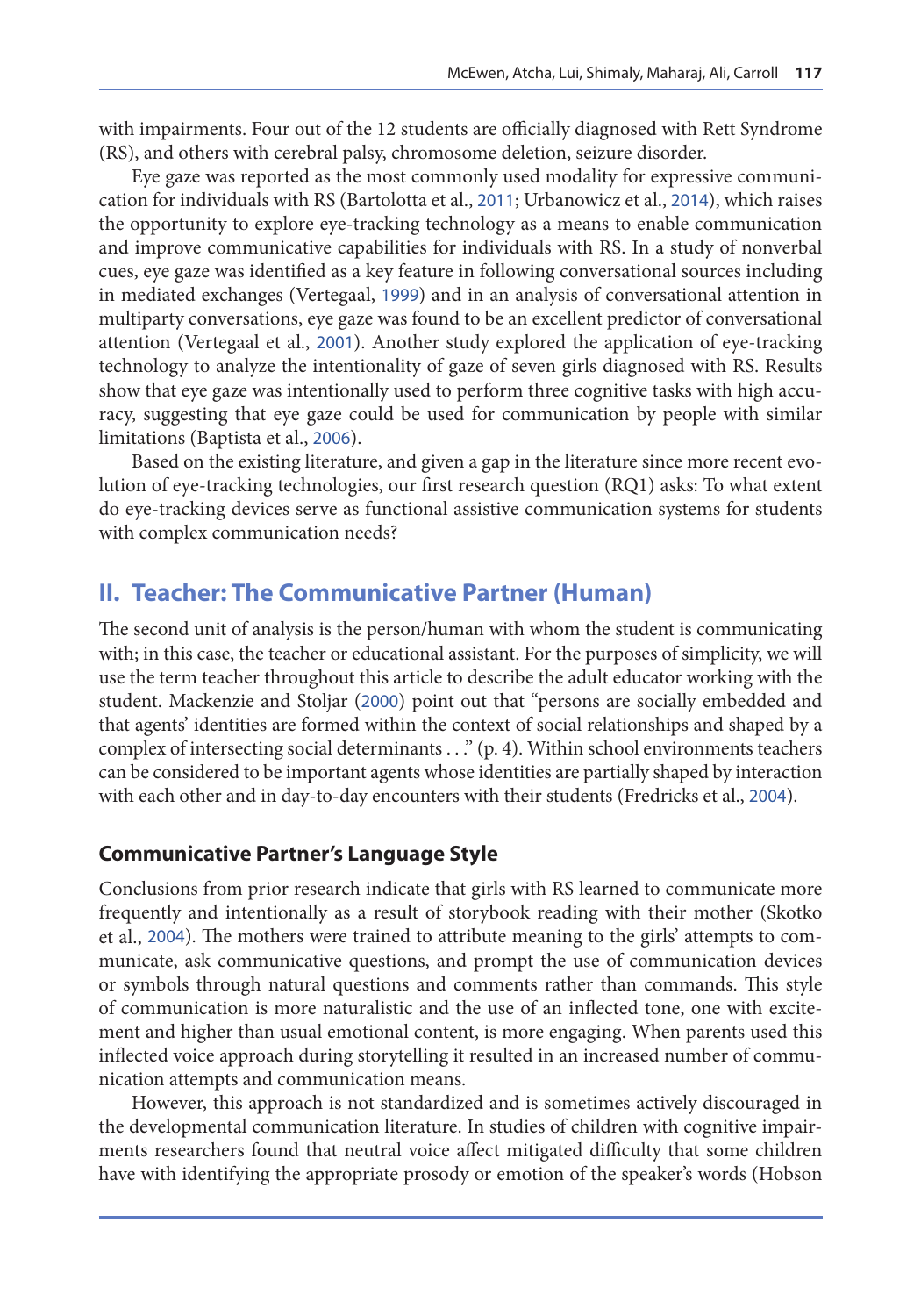with impairments. Four out of the 12 students are officially diagnosed with Rett Syndrome (RS), and others with cerebral palsy, chromosome deletion, seizure disorder.

Eye gaze was reported as the most commonly used modality for expressive communication for individuals with RS (Bartolotta et al., 2011; Urbanowicz et al., 2014), which raises the opportunity to explore eye-tracking technology as a means to enable communication and improve communicative capabilities for individuals with RS. In a study of nonverbal cues, eye gaze was identified as a key feature in following conversational sources including in mediated exchanges (Vertegaal, 1999) and in an analysis of conversational attention in multiparty conversations, eye gaze was found to be an excellent predictor of conversational attention (Vertegaal et al., 2001). Another study explored the application of eye-tracking technology to analyze the intentionality of gaze of seven girls diagnosed with RS. Results show that eye gaze was intentionally used to perform three cognitive tasks with high accuracy, suggesting that eye gaze could be used for communication by people with similar limitations (Baptista et al., 2006).

Based on the existing literature, and given a gap in the literature since more recent evolution of eye-tracking technologies, our first research question (RQ1) asks: To what extent do eye-tracking devices serve as functional assistive communication systems for students with complex communication needs?

## II. Teacher: The Communicative Partner (Human)

The second unit of analysis is the person/human with whom the student is communicating with; in this case, the teacher or educational assistant. For the purposes of simplicity, we will use the term teacher throughout this article to describe the adult educator working with the student. Mackenzie and Stoljar (2000) point out that "persons are socially embedded and that agents' identities are formed within the context of social relationships and shaped by a complex of intersecting social determinants . . ." (p. 4). Within school environments teachers can be considered to be important agents whose identities are partially shaped by interaction with each other and in day-to-day encounters with their students (Fredricks et al., 2004).

### Communicative Partner's Language Style

Conclusions from prior research indicate that girls with RS learned to communicate more frequently and intentionally as a result of storybook reading with their mother (Skotko et al., 2004). The mothers were trained to attribute meaning to the girls' attempts to communicate, ask communicative questions, and prompt the use of communication devices or symbols through natural questions and comments rather than commands. This style of communication is more naturalistic and the use of an inflected tone, one with excitement and higher than usual emotional content, is more engaging. When parents used this inflected voice approach during storytelling it resulted in an increased number of communication attempts and communication means.

However, this approach is not standardized and is sometimes actively discouraged in the developmental communication literature. In studies of children with cognitive impairments researchers found that neutral voice affect mitigated difficulty that some children have with identifying the appropriate prosody or emotion of the speaker's words (Hobson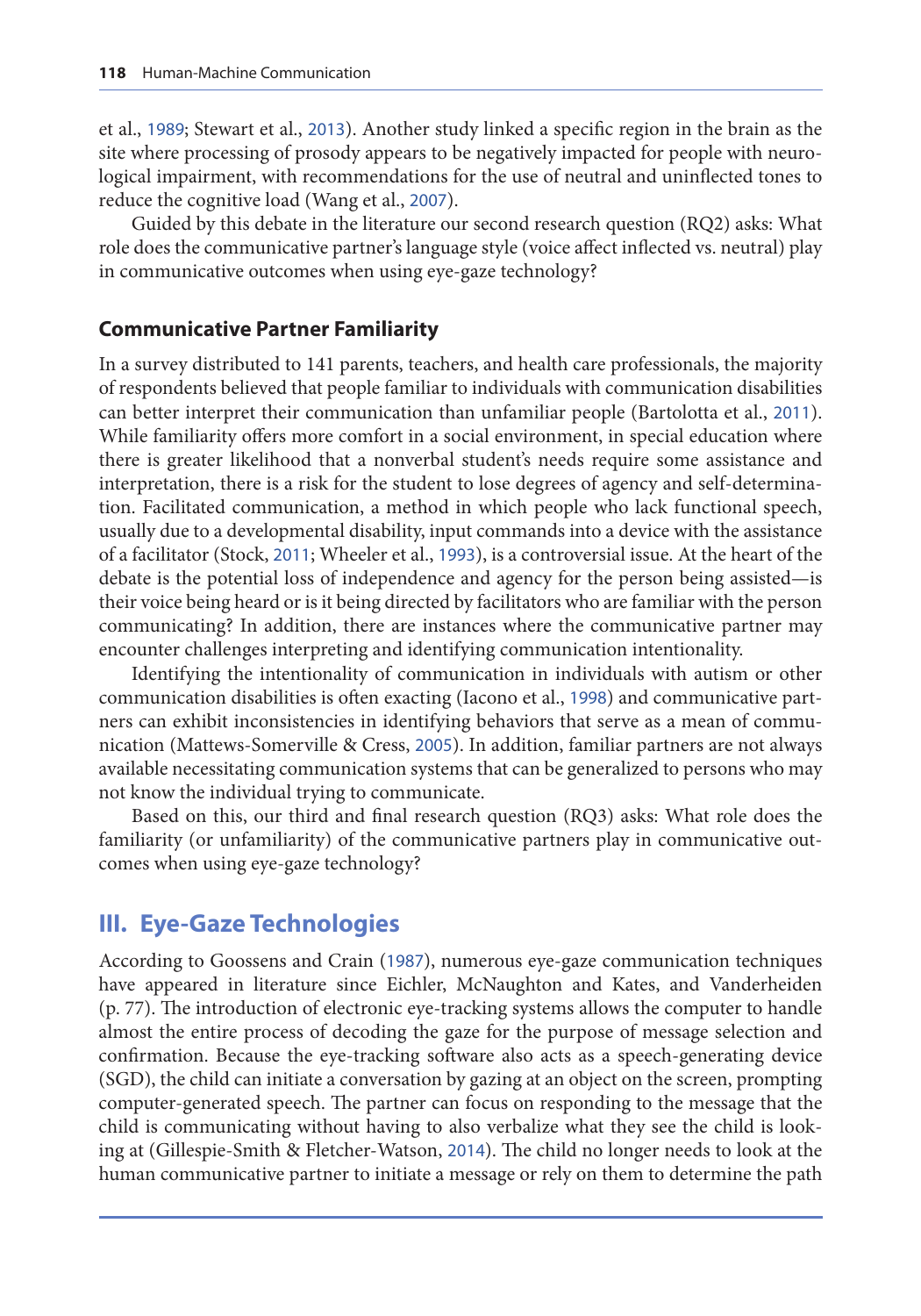et al., 1989; Stewart et al., 2013). Another study linked a specific region in the brain as the site where processing of prosody appears to be negatively impacted for people with neurological impairment, with recommendations for the use of neutral and uninflected tones to reduce the cognitive load (Wang et al., 2007).

Guided by this debate in the literature our second research question (RQ2) asks: What role does the communicative partner's language style (voice affect inflected vs. neutral) play in communicative outcomes when using eye-gaze technology?

### Communicative Partner Familiarity

In a survey distributed to 141 parents, teachers, and health care professionals, the majority of respondents believed that people familiar to individuals with communication disabilities can better interpret their communication than unfamiliar people (Bartolotta et al., 2011). While familiarity offers more comfort in a social environment, in special education where there is greater likelihood that a nonverbal student's needs require some assistance and interpretation, there is a risk for the student to lose degrees of agency and self-determination. Facilitated communication, a method in which people who lack functional speech, usually due to a developmental disability, input commands into a device with the assistance of a facilitator (Stock, 2011; Wheeler et al., 1993), is a controversial issue. At the heart of the debate is the potential loss of independence and agency for the person being assisted—is their voice being heard or is it being directed by facilitators who are familiar with the person communicating? In addition, there are instances where the communicative partner may encounter challenges interpreting and identifying communication intentionality.

Identifying the intentionality of communication in individuals with autism or other communication disabilities is often exacting (Iacono et al., 1998) and communicative partners can exhibit inconsistencies in identifying behaviors that serve as a mean of communication (Mattews-Somerville & Cress, 2005). In addition, familiar partners are not always available necessitating communication systems that can be generalized to persons who may not know the individual trying to communicate.

Based on this, our third and final research question (RQ3) asks: What role does the familiarity (or unfamiliarity) of the communicative partners play in communicative outcomes when using eye-gaze technology?

## III. Eye-Gaze Technologies

According to Goossens and Crain (1987), numerous eye-gaze communication techniques have appeared in literature since Eichler, McNaughton and Kates, and Vanderheiden (p. 77). The introduction of electronic eye-tracking systems allows the computer to handle almost the entire process of decoding the gaze for the purpose of message selection and confirmation. Because the eye-tracking software also acts as a speech-generating device (SGD), the child can initiate a conversation by gazing at an object on the screen, prompting computer-generated speech. The partner can focus on responding to the message that the child is communicating without having to also verbalize what they see the child is looking at (Gillespie-Smith & Fletcher-Watson, 2014). The child no longer needs to look at the human communicative partner to initiate a message or rely on them to determine the path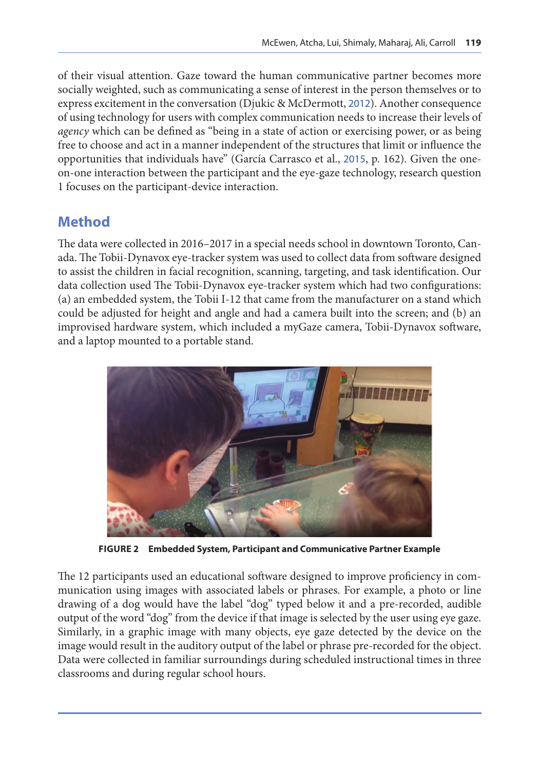of their visual attention. Gaze toward the human communicative partner becomes more socially weighted, such as communicating a sense of interest in the person themselves or to express excitement in the conversation (Djukic & McDermott, 2012). Another consequence of using technology for users with complex communication needs to increase their levels of *agency* which can be defined as "being in a state of action or exercising power, or as being free to choose and act in a manner independent of the structures that limit or influence the opportunities that individuals have" (García Carrasco et al., 2015, p. 162). Given the one-on-one interaction between the participant and the eye-gaze technology, research question 1 focuses on the participant-device interaction.

## Method

The data were collected in 2016–2017 in a special needs school in downtown Toronto, Canada. The Tobii-Dynavox eye-tracker system was used to collect data from software designed to assist the children in facial recognition, scanning, targeting, and task identification. Our data collection used The Tobii-Dynavox eye-tracker system which had two configurations: (a) an embedded system, the Tobii I-12 that came from the manufacturer on a stand which could be adjusted for height and angle and had a camera built into the screen; and (b) an improvised hardware system, which included a myGaze camera, Tobii-Dynavox software, and a laptop mounted to a portable stand.

**FIGURE 2 Embedded System, Participant and Communicative Partner Example**

The 12 participants used an educational software designed to improve proficiency in communication using images with associated labels or phrases. For example, a photo or line drawing of a dog would have the label "dog" typed below it and a pre-recorded, audible output of the word "dog" from the device if that image is selected by the user using eye gaze. Similarly, in a graphic image with many objects, eye gaze detected by the device on the image would result in the auditory output of the label or phrase pre-recorded for the object. Data were collected in familiar surroundings during scheduled instructional times in three classrooms and during regular school hours.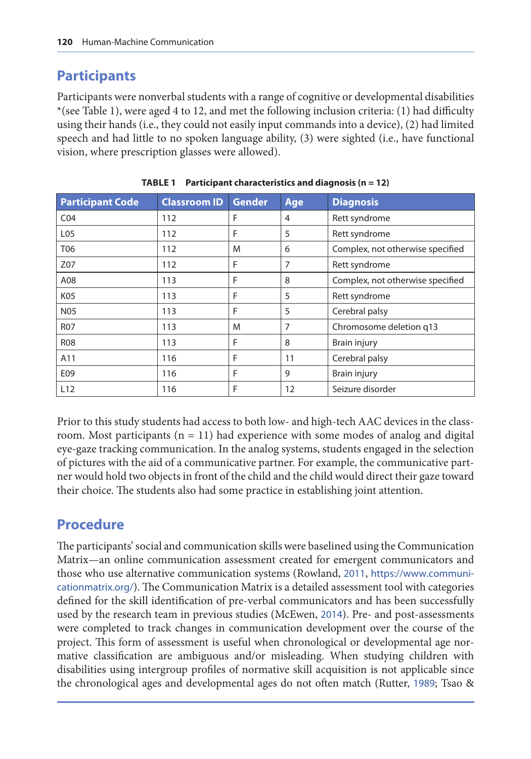## Participants

Participants were nonverbal students with a range of cognitive or developmental disabilities *(see Table 1), were aged 4 to 12, and met the following inclusion criteria: (1) had difficulty using their hands (i.e., they could not easily input commands into a device), (2) had limited speech and had little to no spoken language ability, (3) were sighted (i.e., have functional vision, where prescription glasses were allowed).

**TABLE 1 Participant characteristics and diagnosis (n = 12)**

| Participant Code | Classroom ID | Gender | Age | Diagnosis |
|---|---|---|---|---|
| C04 | 112 | F | 4 | Rett syndrome |
| L05 | 112 | F | 5 | Rett syndrome |
| T06 | 112 | M | 6 | Complex, not otherwise specified |
| Z07 | 112 | F | 7 | Rett syndrome |
| A08 | 113 | F | 8 | Complex, not otherwise specified |
| K05 | 113 | F | 5 | Rett syndrome |
| N05 | 113 | F | 5 | Cerebral palsy |
| R07 | 113 | M | 7 | Chromosome deletion q13 |
| R08 | 113 | F | 8 | Brain injury |
| A11 | 116 | F | 11 | Cerebral palsy |
| E09 | 116 | F | 9 | Brain injury |
| L12 | 116 | F | 12 | Seizure disorder |

Prior to this study students had access to both low- and high-tech AAC devices in the classroom. Most participants (n = 11) had experience with some modes of analog and digital eye-gaze tracking communication. In the analog systems, students engaged in the selection of pictures with the aid of a communicative partner. For example, the communicative partner would hold two objects in front of the child and the child would direct their gaze toward their choice. The students also had some practice in establishing joint attention.

## Procedure

The participants' social and communication skills were baselined using the Communication Matrix—an online communication assessment created for emergent communicators and those who use alternative communication systems (Rowland, 2011, https://www.communicationmatrix.org/). The Communication Matrix is a detailed assessment tool with categories defined for the skill identification of pre-verbal communicators and has been successfully used by the research team in previous studies (McEwen, 2014). Pre- and post-assessments were completed to track changes in communication development over the course of the project. This form of assessment is useful when chronological or developmental age normative classification are ambiguous and/or misleading. When studying children with disabilities using intergroup profiles of normative skill acquisition is not applicable since the chronological ages and developmental ages do not often match (Rutter, 1989; Tsao &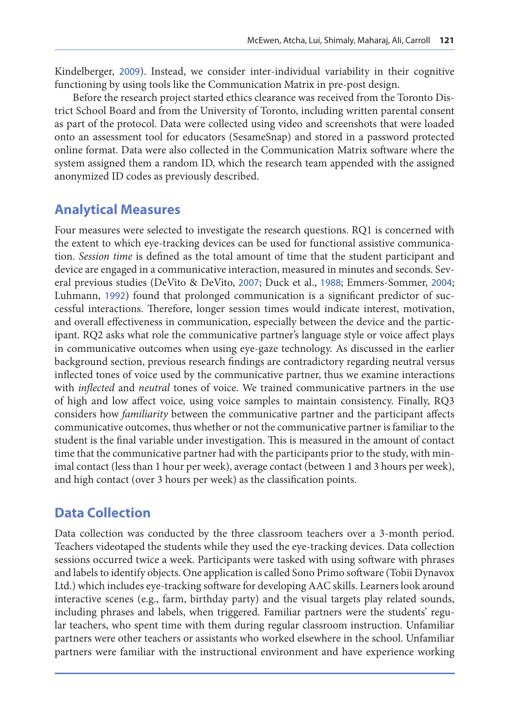Kindelberger, 2009). Instead, we consider inter-individual variability in their cognitive functioning by using tools like the Communication Matrix in pre-post design.

Before the research project started ethics clearance was received from the Toronto District School Board and from the University of Toronto, including written parental consent as part of the protocol. Data were collected using video and screenshots that were loaded onto an assessment tool for educators (SesameSnap) and stored in a password protected online format. Data were also collected in the Communication Matrix software where the system assigned them a random ID, which the research team appended with the assigned anonymized ID codes as previously described.

## Analytical Measures

Four measures were selected to investigate the research questions. RQ1 is concerned with the extent to which eye-tracking devices can be used for functional assistive communication. *Session time* is defined as the total amount of time that the student participant and device are engaged in a communicative interaction, measured in minutes and seconds. Several previous studies (DeVito & DeVito, 2007; Duck et al., 1988; Emmers-Sommer, 2004; Luhmann, 1992) found that prolonged communication is a significant predictor of successful interactions. Therefore, longer session times would indicate interest, motivation, and overall effectiveness in communication, especially between the device and the participant. RQ2 asks what role the communicative partner's language style or voice affect plays in communicative outcomes when using eye-gaze technology. As discussed in the earlier background section, previous research findings are contradictory regarding neutral versus inflected tones of voice used by the communicative partner, thus we examine interactions with *inflected* and *neutral* tones of voice. We trained communicative partners in the use of high and low affect voice, using voice samples to maintain consistency. Finally, RQ3 considers how *familiarity* between the communicative partner and the participant affects communicative outcomes, thus whether or not the communicative partner is familiar to the student is the final variable under investigation. This is measured in the amount of contact time that the communicative partner had with the participants prior to the study, with minimal contact (less than 1 hour per week), average contact (between 1 and 3 hours per week), and high contact (over 3 hours per week) as the classification points.

## Data Collection

Data collection was conducted by the three classroom teachers over a 3-month period. Teachers videotaped the students while they used the eye-tracking devices. Data collection sessions occurred twice a week. Participants were tasked with using software with phrases and labels to identify objects. One application is called Sono Primo software (Tobii Dynavox Ltd.) which includes eye-tracking software for developing AAC skills. Learners look around interactive scenes (e.g., farm, birthday party) and the visual targets play related sounds, including phrases and labels, when triggered. Familiar partners were the students' regular teachers, who spent time with them during regular classroom instruction. Unfamiliar partners were other teachers or assistants who worked elsewhere in the school. Unfamiliar partners were familiar with the instructional environment and have experience working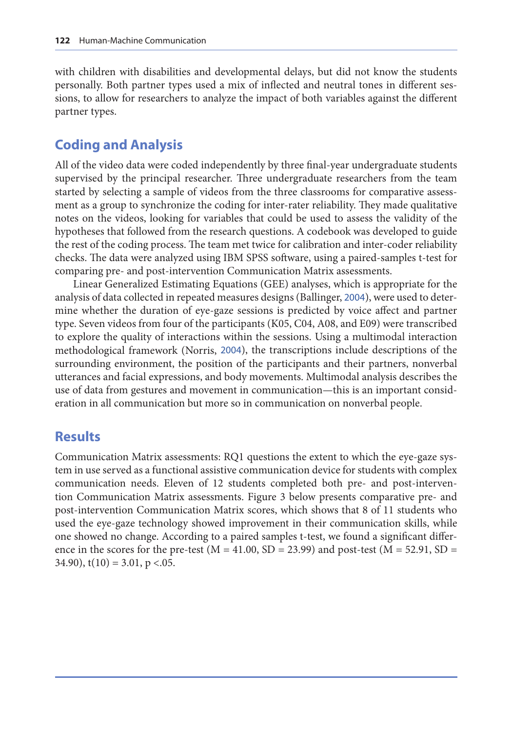with children with disabilities and developmental delays, but did not know the students personally. Both partner types used a mix of inflected and neutral tones in different sessions, to allow for researchers to analyze the impact of both variables against the different partner types.

## Coding and Analysis

All of the video data were coded independently by three final-year undergraduate students supervised by the principal researcher. Three undergraduate researchers from the team started by selecting a sample of videos from the three classrooms for comparative assessment as a group to synchronize the coding for inter-rater reliability. They made qualitative notes on the videos, looking for variables that could be used to assess the validity of the hypotheses that followed from the research questions. A codebook was developed to guide the rest of the coding process. The team met twice for calibration and inter-coder reliability checks. The data were analyzed using IBM SPSS software, using a paired-samples t-test for comparing pre- and post-intervention Communication Matrix assessments.

Linear Generalized Estimating Equations (GEE) analyses, which is appropriate for the analysis of data collected in repeated measures designs (Ballinger, 2004), were used to determine whether the duration of eye-gaze sessions is predicted by voice affect and partner type. Seven videos from four of the participants (K05, C04, A08, and E09) were transcribed to explore the quality of interactions within the sessions. Using a multimodal interaction methodological framework (Norris, 2004), the transcriptions include descriptions of the surrounding environment, the position of the participants and their partners, nonverbal utterances and facial expressions, and body movements. Multimodal analysis describes the use of data from gestures and movement in communication—this is an important consideration in all communication but more so in communication on nonverbal people.

## Results

Communication Matrix assessments: RQ1 questions the extent to which the eye-gaze system in use served as a functional assistive communication device for students with complex communication needs. Eleven of 12 students completed both pre- and post-intervention Communication Matrix assessments. Figure 3 below presents comparative pre- and post-intervention Communication Matrix scores, which shows that 8 of 11 students who used the eye-gaze technology showed improvement in their communication skills, while one showed no change. According to a paired samples t-test, we found a significant difference in the scores for the pre-test ($M = 41.00$, $SD = 23.99$) and post-test ($M = 52.91$, $SD = 34.90$), $t(10) = 3.01$, $p < .05$.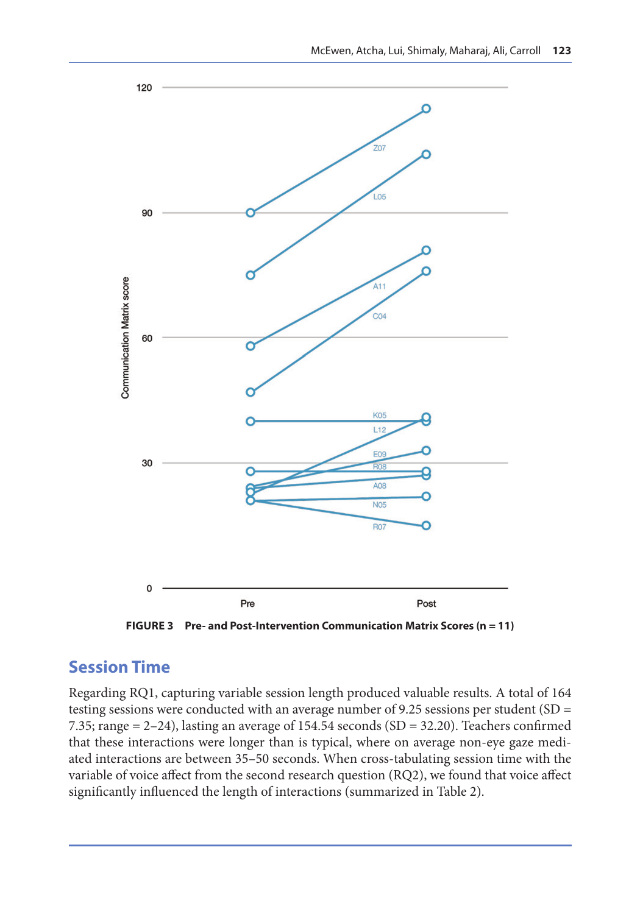FIGURE 3 Pre- and Post-Intervention Communication Matrix Scores (n = 11)

## Session Time

Regarding RQ1, capturing variable session length produced valuable results. A total of 164 testing sessions were conducted with an average number of 9.25 sessions per student (SD = 7.35; range = 2–24), lasting an average of 154.54 seconds (SD = 32.20). Teachers confirmed that these interactions were longer than is typical, where on average non-eye gaze mediated interactions are between 35–50 seconds. When cross-tabulating session time with the variable of voice affect from the second research question (RQ2), we found that voice affect significantly influenced the length of interactions (summarized in Table 2).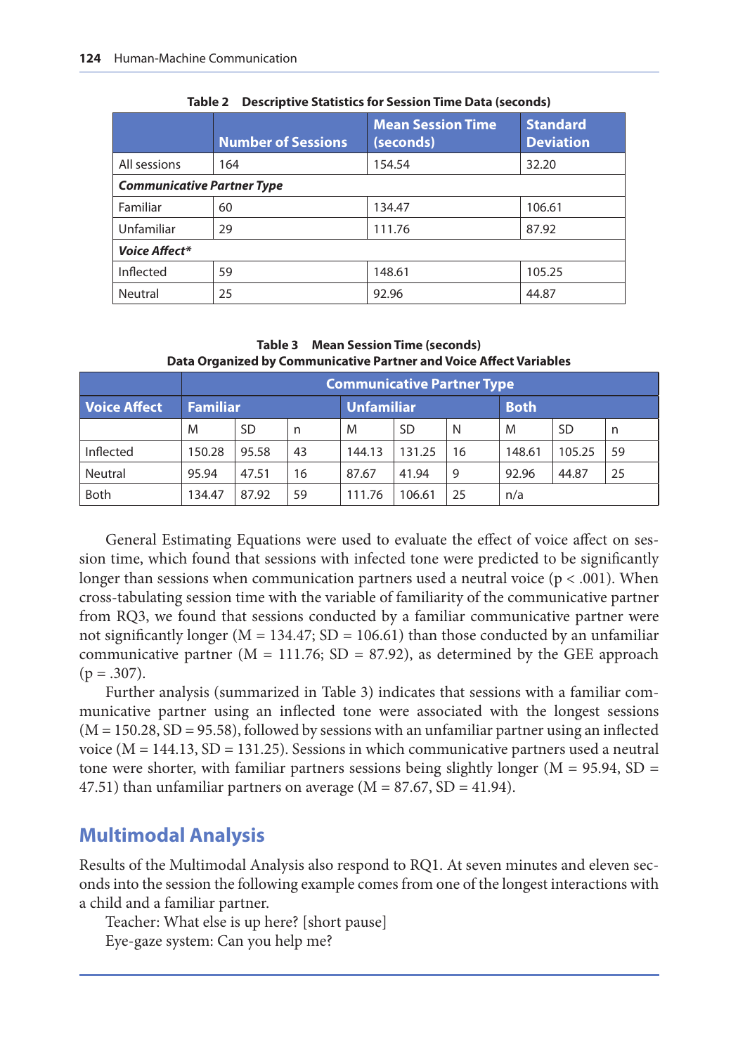**Table 2 Descriptive Statistics for Session Time Data (seconds)**

| | Number of Sessions | Mean Session Time (seconds) | Standard Deviation |
|---|---|---|---|
| All sessions | 164 | 154.54 | 32.20 |
| ***Communicative Partner Type*** | | | |
| Familiar | 60 | 134.47 | 106.61 |
| Unfamiliar | 29 | 111.76 | 87.92 |
| ***Voice Affect**** | | | |
| Inflected | 59 | 148.61 | 105.25 |
| Neutral | 25 | 92.96 | 44.87 |

**Table 3 Mean Session Time (seconds)**
**Data Organized by Communicative Partner and Voice Affect Variables**

| | Communicative Partner Type | | | | | | | | |
|---|---|---|---|---|---|---|---|---|---|
| **Voice Affect** | **Familiar** | | | **Unfamiliar** | | | **Both** | | |
| | M | SD | n | M | SD | N | M | SD | n |
| Inflected | 150.28 | 95.58 | 43 | 144.13 | 131.25 | 16 | 148.61 | 105.25 | 59 |
| Neutral | 95.94 | 47.51 | 16 | 87.67 | 41.94 | 9 | 92.96 | 44.87 | 25 |
| Both | 134.47 | 87.92 | 59 | 111.76 | 106.61 | 25 | n/a | | |

General Estimating Equations were used to evaluate the effect of voice affect on session time, which found that sessions with infected tone were predicted to be significantly longer than sessions when communication partners used a neutral voice ($p < .001$). When cross-tabulating session time with the variable of familiarity of the communicative partner from RQ3, we found that sessions conducted by a familiar communicative partner were not significantly longer ($M = 134.47$; $SD = 106.61$) than those conducted by an unfamiliar communicative partner ($M = 111.76$; $SD = 87.92$), as determined by the GEE approach ($p = .307$).

Further analysis (summarized in Table 3) indicates that sessions with a familiar communicative partner using an inflected tone were associated with the longest sessions ($M = 150.28$, $SD = 95.58$), followed by sessions with an unfamiliar partner using an inflected voice ($M = 144.13$, $SD = 131.25$). Sessions in which communicative partners used a neutral tone were shorter, with familiar partners sessions being slightly longer ($M = 95.94$, $SD = 47.51$) than unfamiliar partners on average ($M = 87.67$, $SD = 41.94$).

## Multimodal Analysis

Results of the Multimodal Analysis also respond to RQ1. At seven minutes and eleven seconds into the session the following example comes from one of the longest interactions with a child and a familiar partner.

Teacher: What else is up here? [short pause]

Eye-gaze system: Can you help me?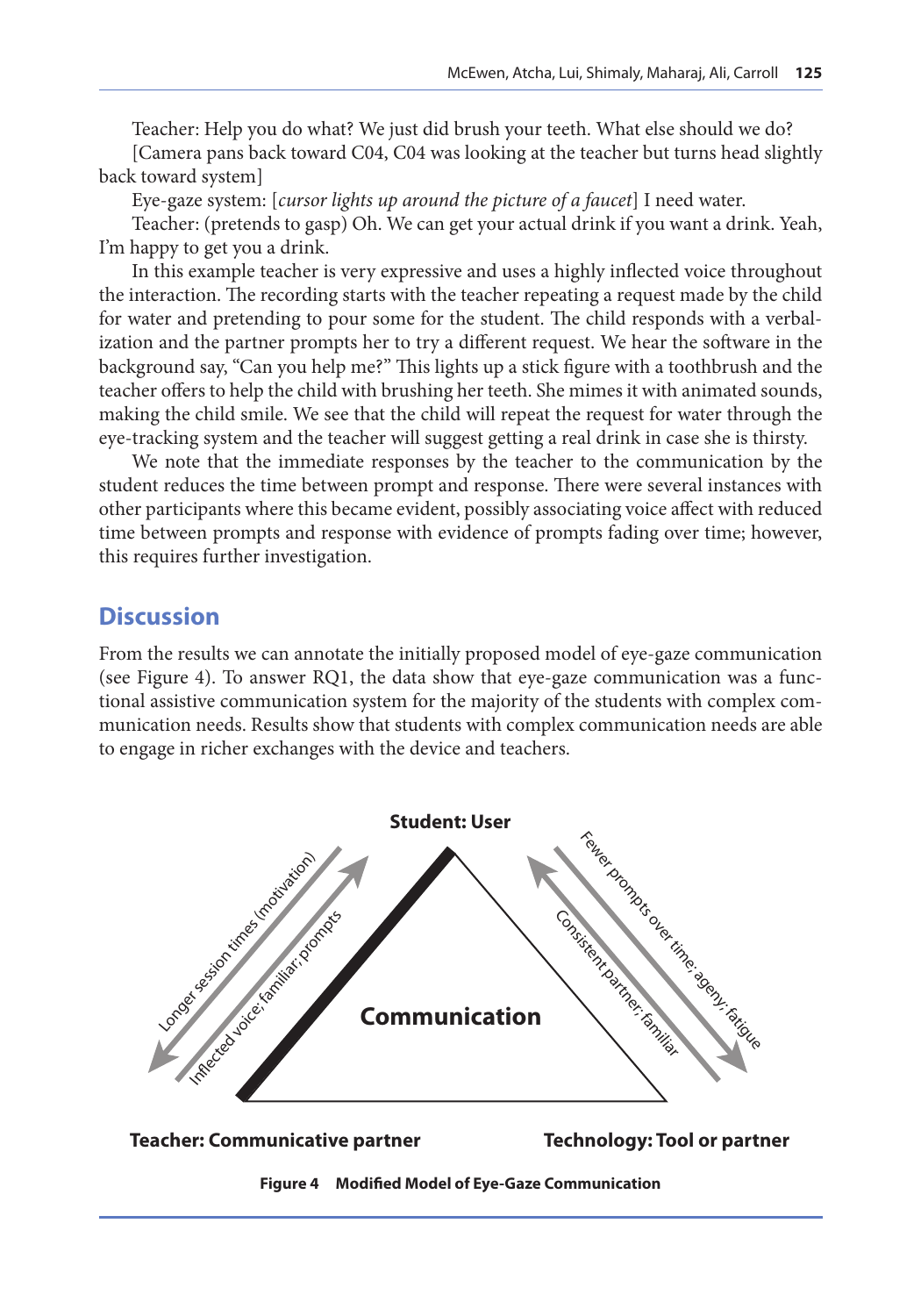Teacher: Help you do what? We just did brush your teeth. What else should we do?

[Camera pans back toward C04, C04 was looking at the teacher but turns head slightly back toward system]

Eye-gaze system: [*cursor lights up around the picture of a faucet*] I need water.

Teacher: (pretends to gasp) Oh. We can get your actual drink if you want a drink. Yeah, I'm happy to get you a drink.

In this example teacher is very expressive and uses a highly inflected voice throughout the interaction. The recording starts with the teacher repeating a request made by the child for water and pretending to pour some for the student. The child responds with a verbalization and the partner prompts her to try a different request. We hear the software in the background say, "Can you help me?" This lights up a stick figure with a toothbrush and the teacher offers to help the child with brushing her teeth. She mimes it with animated sounds, making the child smile. We see that the child will repeat the request for water through the eye-tracking system and the teacher will suggest getting a real drink in case she is thirsty.

We note that the immediate responses by the teacher to the communication by the student reduces the time between prompt and response. There were several instances with other participants where this became evident, possibly associating voice affect with reduced time between prompts and response with evidence of prompts fading over time; however, this requires further investigation.

## Discussion

From the results we can annotate the initially proposed model of eye-gaze communication (see Figure 4). To answer RQ1, the data show that eye-gaze communication was a functional assistive communication system for the majority of the students with complex communication needs. Results show that students with complex communication needs are able to engage in richer exchanges with the device and teachers.

Student: User

Longer session times (motivation)

Inflected voice; familiar; prompts

Fewer prompts over time; ageny; fatigue

Consistent partner; familiar

Communication

Teacher: Communicative partner

Technology: Tool or partner

**Figure 4 Modified Model of Eye-Gaze Communication**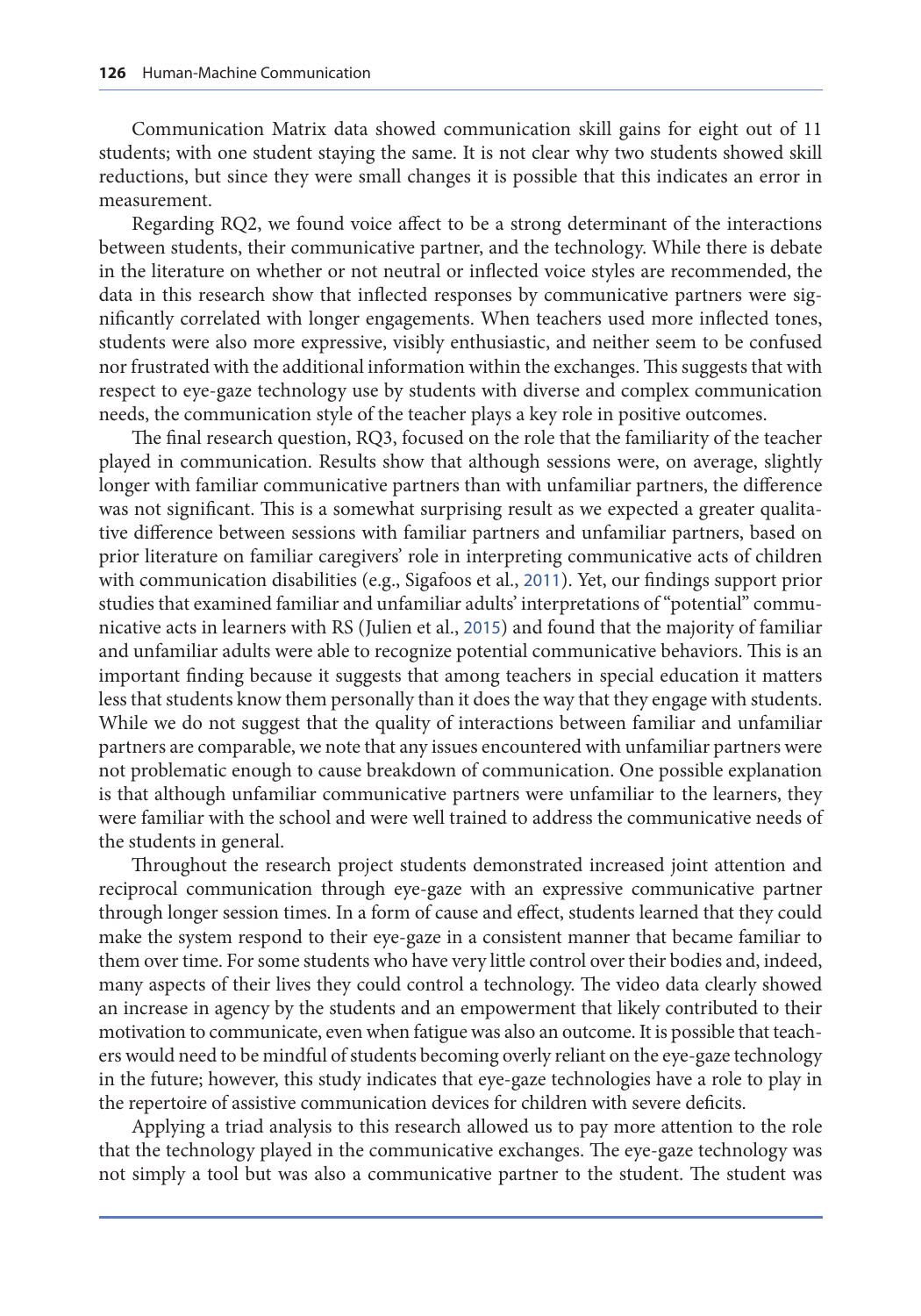Communication Matrix data showed communication skill gains for eight out of 11 students; with one student staying the same. It is not clear why two students showed skill reductions, but since they were small changes it is possible that this indicates an error in measurement.

Regarding RQ2, we found voice affect to be a strong determinant of the interactions between students, their communicative partner, and the technology. While there is debate in the literature on whether or not neutral or inflected voice styles are recommended, the data in this research show that inflected responses by communicative partners were significantly correlated with longer engagements. When teachers used more inflected tones, students were also more expressive, visibly enthusiastic, and neither seem to be confused nor frustrated with the additional information within the exchanges. This suggests that with respect to eye-gaze technology use by students with diverse and complex communication needs, the communication style of the teacher plays a key role in positive outcomes.

The final research question, RQ3, focused on the role that the familiarity of the teacher played in communication. Results show that although sessions were, on average, slightly longer with familiar communicative partners than with unfamiliar partners, the difference was not significant. This is a somewhat surprising result as we expected a greater qualitative difference between sessions with familiar partners and unfamiliar partners, based on prior literature on familiar caregivers' role in interpreting communicative acts of children with communication disabilities (e.g., Sigafoos et al., 2011). Yet, our findings support prior studies that examined familiar and unfamiliar adults' interpretations of "potential" communicative acts in learners with RS (Julien et al., 2015) and found that the majority of familiar and unfamiliar adults were able to recognize potential communicative behaviors. This is an important finding because it suggests that among teachers in special education it matters less that students know them personally than it does the way that they engage with students. While we do not suggest that the quality of interactions between familiar and unfamiliar partners are comparable, we note that any issues encountered with unfamiliar partners were not problematic enough to cause breakdown of communication. One possible explanation is that although unfamiliar communicative partners were unfamiliar to the learners, they were familiar with the school and were well trained to address the communicative needs of the students in general.

Throughout the research project students demonstrated increased joint attention and reciprocal communication through eye-gaze with an expressive communicative partner through longer session times. In a form of cause and effect, students learned that they could make the system respond to their eye-gaze in a consistent manner that became familiar to them over time. For some students who have very little control over their bodies and, indeed, many aspects of their lives they could control a technology. The video data clearly showed an increase in agency by the students and an empowerment that likely contributed to their motivation to communicate, even when fatigue was also an outcome. It is possible that teachers would need to be mindful of students becoming overly reliant on the eye-gaze technology in the future; however, this study indicates that eye-gaze technologies have a role to play in the repertoire of assistive communication devices for children with severe deficits.

Applying a triad analysis to this research allowed us to pay more attention to the role that the technology played in the communicative exchanges. The eye-gaze technology was not simply a tool but was also a communicative partner to the student. The student was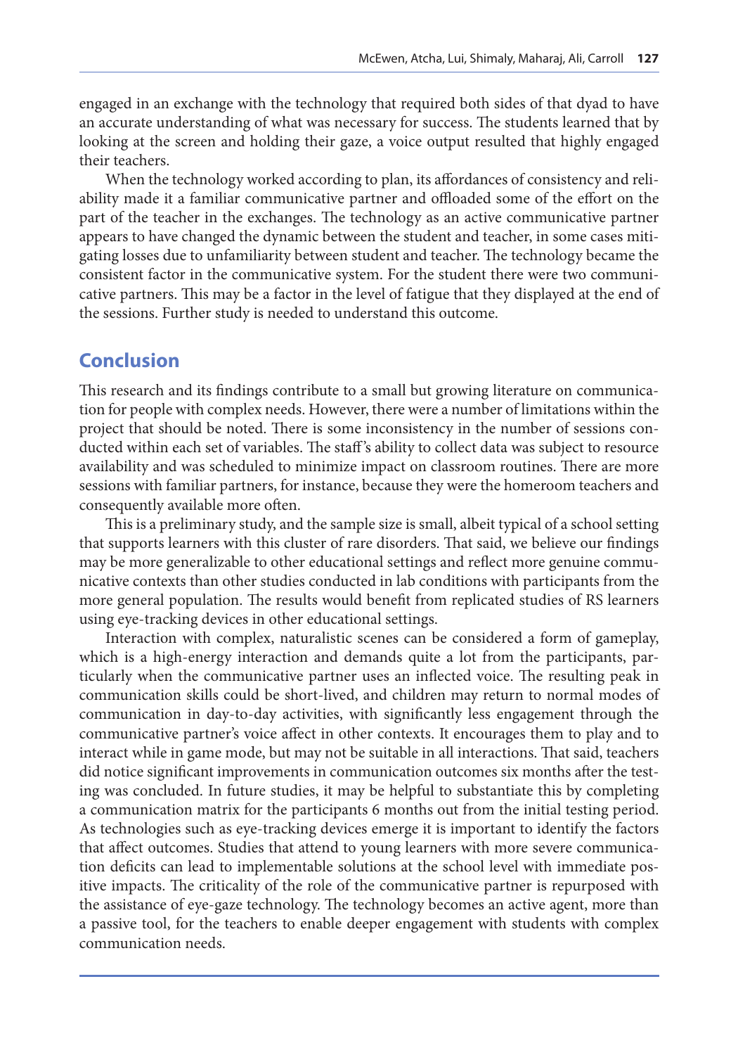engaged in an exchange with the technology that required both sides of that dyad to have an accurate understanding of what was necessary for success. The students learned that by looking at the screen and holding their gaze, a voice output resulted that highly engaged their teachers.

When the technology worked according to plan, its affordances of consistency and reliability made it a familiar communicative partner and offloaded some of the effort on the part of the teacher in the exchanges. The technology as an active communicative partner appears to have changed the dynamic between the student and teacher, in some cases mitigating losses due to unfamiliarity between student and teacher. The technology became the consistent factor in the communicative system. For the student there were two communicative partners. This may be a factor in the level of fatigue that they displayed at the end of the sessions. Further study is needed to understand this outcome.

## Conclusion

This research and its findings contribute to a small but growing literature on communication for people with complex needs. However, there were a number of limitations within the project that should be noted. There is some inconsistency in the number of sessions conducted within each set of variables. The staff's ability to collect data was subject to resource availability and was scheduled to minimize impact on classroom routines. There are more sessions with familiar partners, for instance, because they were the homeroom teachers and consequently available more often.

This is a preliminary study, and the sample size is small, albeit typical of a school setting that supports learners with this cluster of rare disorders. That said, we believe our findings may be more generalizable to other educational settings and reflect more genuine communicative contexts than other studies conducted in lab conditions with participants from the more general population. The results would benefit from replicated studies of RS learners using eye-tracking devices in other educational settings.

Interaction with complex, naturalistic scenes can be considered a form of gameplay, which is a high-energy interaction and demands quite a lot from the participants, particularly when the communicative partner uses an inflected voice. The resulting peak in communication skills could be short-lived, and children may return to normal modes of communication in day-to-day activities, with significantly less engagement through the communicative partner's voice affect in other contexts. It encourages them to play and to interact while in game mode, but may not be suitable in all interactions. That said, teachers did notice significant improvements in communication outcomes six months after the testing was concluded. In future studies, it may be helpful to substantiate this by completing a communication matrix for the participants 6 months out from the initial testing period. As technologies such as eye-tracking devices emerge it is important to identify the factors that affect outcomes. Studies that attend to young learners with more severe communication deficits can lead to implementable solutions at the school level with immediate positive impacts. The criticality of the role of the communicative partner is repurposed with the assistance of eye-gaze technology. The technology becomes an active agent, more than a passive tool, for the teachers to enable deeper engagement with students with complex communication needs.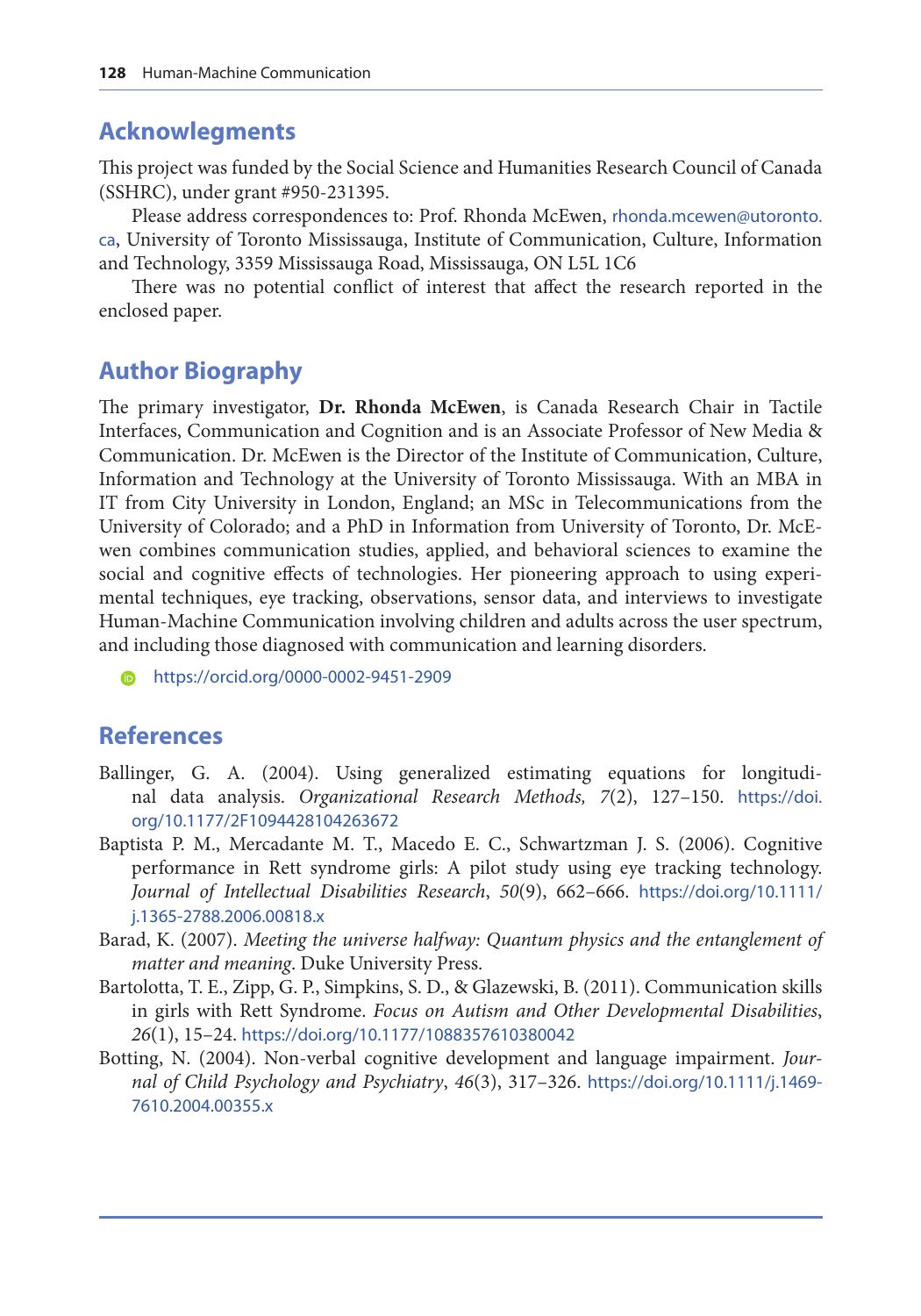## Acknowlegments

This project was funded by the Social Science and Humanities Research Council of Canada (SSHRC), under grant #950-231395.

Please address correspondences to: Prof. Rhonda McEwen, rhonda.mcewen@utoronto.ca, University of Toronto Mississauga, Institute of Communication, Culture, Information and Technology, 3359 Mississauga Road, Mississauga, ON L5L 1C6

There was no potential conflict of interest that affect the research reported in the enclosed paper.

## Author Biography

The primary investigator, **Dr. Rhonda McEwen**, is Canada Research Chair in Tactile Interfaces, Communication and Cognition and is an Associate Professor of New Media & Communication. Dr. McEwen is the Director of the Institute of Communication, Culture, Information and Technology at the University of Toronto Mississauga. With an MBA in IT from City University in London, England; an MSc in Telecommunications from the University of Colorado; and a PhD in Information from University of Toronto, Dr. McEwen combines communication studies, applied, and behavioral sciences to examine the social and cognitive effects of technologies. Her pioneering approach to using experimental techniques, eye tracking, observations, sensor data, and interviews to investigate Human-Machine Communication involving children and adults across the user spectrum, and including those diagnosed with communication and learning disorders.

https://orcid.org/0000-0002-9451-2909

## References

Ballinger, G. A. (2004). Using generalized estimating equations for longitudinal data analysis. *Organizational Research Methods, 7*(2), 127–150. https://doi.org/10.1177/2F1094428104263672

Baptista P. M., Mercadante M. T., Macedo E. C., Schwartzman J. S. (2006). Cognitive performance in Rett syndrome girls: A pilot study using eye tracking technology. *Journal of Intellectual Disabilities Research*, *50*(9), 662–666. https://doi.org/10.1111/j.1365-2788.2006.00818.x

Barad, K. (2007). *Meeting the universe halfway: Quantum physics and the entanglement of matter and meaning*. Duke University Press.

Bartolotta, T. E., Zipp, G. P., Simpkins, S. D., & Glazewski, B. (2011). Communication skills in girls with Rett Syndrome. *Focus on Autism and Other Developmental Disabilities*, *26*(1), 15–24. https://doi.org/10.1177/1088357610380042

Botting, N. (2004). Non-verbal cognitive development and language impairment. *Journal of Child Psychology and Psychiatry*, *46*(3), 317–326. https://doi.org/10.1111/j.1469-7610.2004.00355.x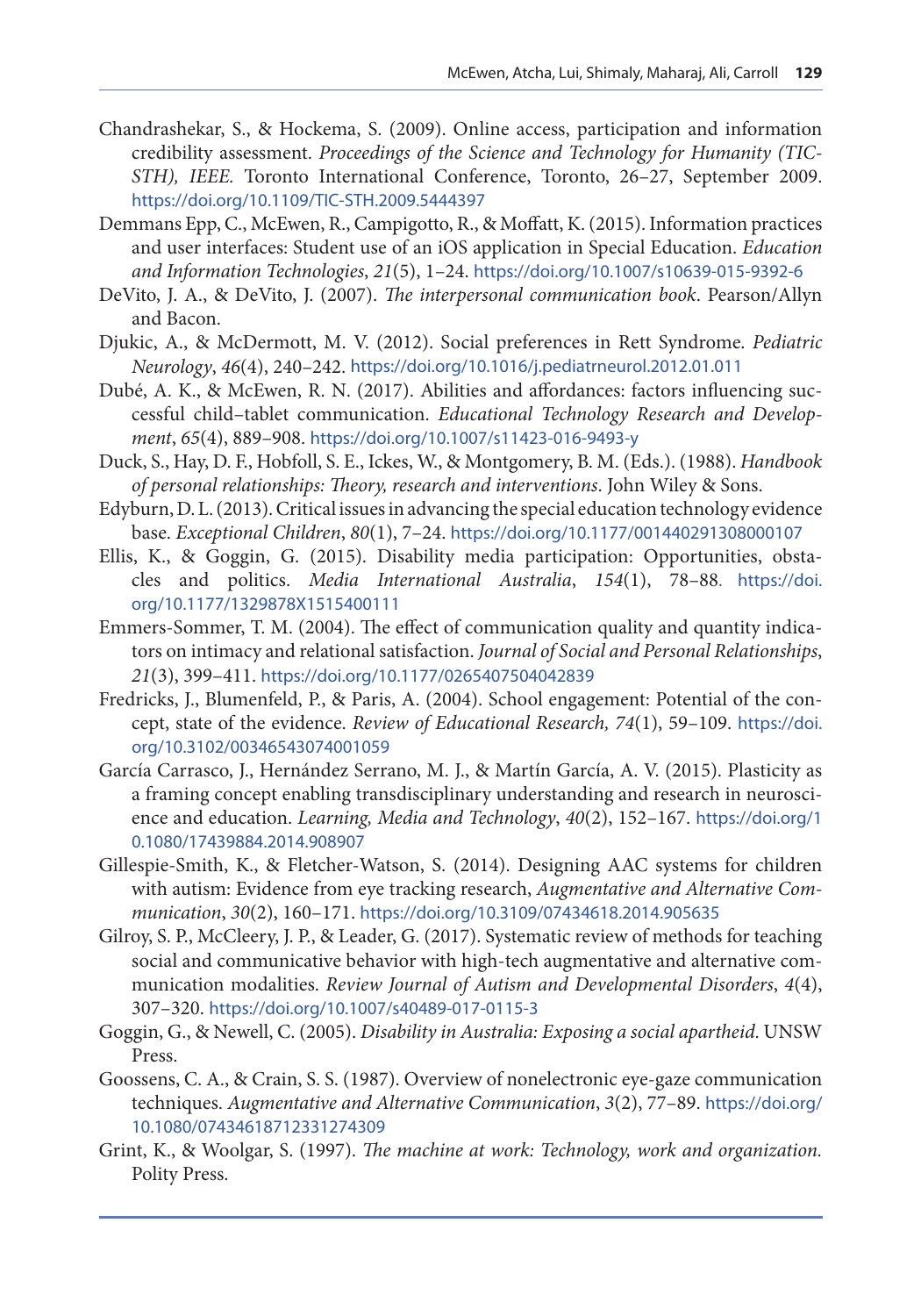Chandrashekar, S., & Hockema, S. (2009). Online access, participation and information credibility assessment. *Proceedings of the Science and Technology for Humanity (TIC-STH), IEEE.* Toronto International Conference, Toronto, 26–27, September 2009. https://doi.org/10.1109/TIC-STH.2009.5444397

Demmans Epp, C., McEwen, R., Campigotto, R., & Moffatt, K. (2015). Information practices and user interfaces: Student use of an iOS application in Special Education. *Education and Information Technologies*, *21*(5), 1–24. https://doi.org/10.1007/s10639-015-9392-6

DeVito, J. A., & DeVito, J. (2007). *The interpersonal communication book*. Pearson/Allyn and Bacon.

Djukic, A., & McDermott, M. V. (2012). Social preferences in Rett Syndrome. *Pediatric Neurology*, *46*(4), 240–242. https://doi.org/10.1016/j.pediatrneurol.2012.01.011

Dubé, A. K., & McEwen, R. N. (2017). Abilities and affordances: factors influencing successful child–tablet communication. *Educational Technology Research and Development*, *65*(4), 889–908. https://doi.org/10.1007/s11423-016-9493-y

Duck, S., Hay, D. F., Hobfoll, S. E., Ickes, W., & Montgomery, B. M. (Eds.). (1988). *Handbook of personal relationships: Theory, research and interventions*. John Wiley & Sons.

Edyburn, D. L. (2013). Critical issues in advancing the special education technology evidence base. *Exceptional Children*, *80*(1), 7–24. https://doi.org/10.1177/001440291308000107

Ellis, K., & Goggin, G. (2015). Disability media participation: Opportunities, obstacles and politics. *Media International Australia*, *154*(1), 78–88. https://doi.org/10.1177/1329878X1515400111

Emmers-Sommer, T. M. (2004). The effect of communication quality and quantity indicators on intimacy and relational satisfaction. *Journal of Social and Personal Relationships*, *21*(3), 399–411. https://doi.org/10.1177/0265407504042839

Fredricks, J., Blumenfeld, P., & Paris, A. (2004). School engagement: Potential of the concept, state of the evidence. *Review of Educational Research, 74*(1), 59–109. https://doi.org/10.3102/00346543074001059

García Carrasco, J., Hernández Serrano, M. J., & Martín García, A. V. (2015). Plasticity as a framing concept enabling transdisciplinary understanding and research in neuroscience and education. *Learning, Media and Technology*, *40*(2), 152–167. https://doi.org/10.1080/17439884.2014.908907

Gillespie-Smith, K., & Fletcher-Watson, S. (2014). Designing AAC systems for children with autism: Evidence from eye tracking research, *Augmentative and Alternative Communication*, *30*(2), 160–171. https://doi.org/10.3109/07434618.2014.905635

Gilroy, S. P., McCleery, J. P., & Leader, G. (2017). Systematic review of methods for teaching social and communicative behavior with high-tech augmentative and alternative communication modalities. *Review Journal of Autism and Developmental Disorders*, *4*(4), 307–320. https://doi.org/10.1007/s40489-017-0115-3

Goggin, G., & Newell, C. (2005). *Disability in Australia: Exposing a social apartheid*. UNSW Press.

Goossens, C. A., & Crain, S. S. (1987). Overview of nonelectronic eye-gaze communication techniques. *Augmentative and Alternative Communication*, *3*(2), 77–89. https://doi.org/10.1080/07434618712331274309

Grint, K., & Woolgar, S. (1997). *The machine at work: Technology, work and organization.* Polity Press.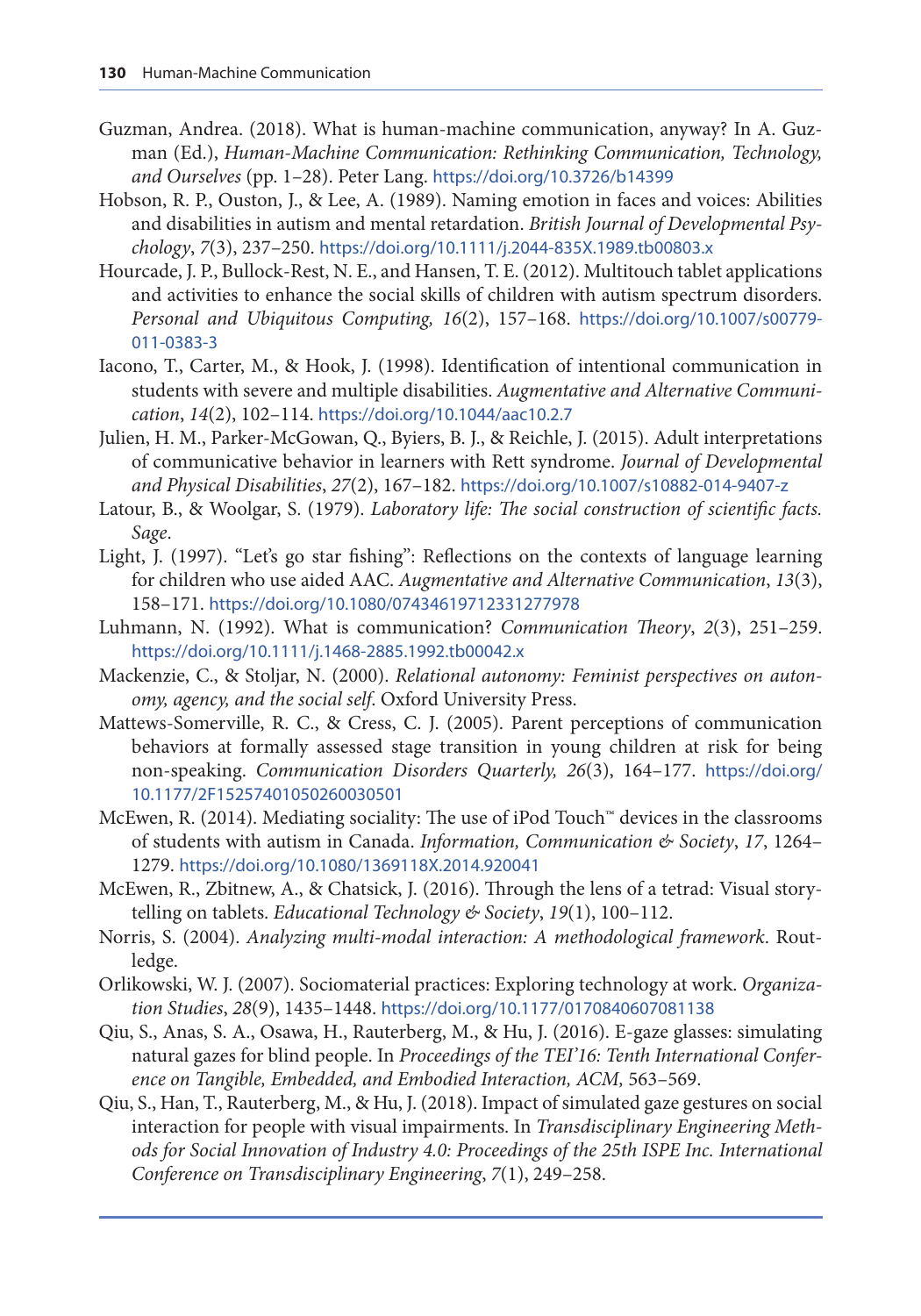Guzman, Andrea. (2018). What is human-machine communication, anyway? In A. Guzman (Ed.), *Human-Machine Communication: Rethinking Communication, Technology, and Ourselves* (pp. 1–28). Peter Lang. https://doi.org/10.3726/b14399

Hobson, R. P., Ouston, J., & Lee, A. (1989). Naming emotion in faces and voices: Abilities and disabilities in autism and mental retardation. *British Journal of Developmental Psychology*, *7*(3), 237–250. https://doi.org/10.1111/j.2044-835X.1989.tb00803.x

Hourcade, J. P., Bullock-Rest, N. E., and Hansen, T. E. (2012). Multitouch tablet applications and activities to enhance the social skills of children with autism spectrum disorders. *Personal and Ubiquitous Computing, 16*(2), 157–168. https://doi.org/10.1007/s00779-011-0383-3

Iacono, T., Carter, M., & Hook, J. (1998). Identification of intentional communication in students with severe and multiple disabilities. *Augmentative and Alternative Communication*, *14*(2), 102–114. https://doi.org/10.1044/aac10.2.7

Julien, H. M., Parker-McGowan, Q., Byiers, B. J., & Reichle, J. (2015). Adult interpretations of communicative behavior in learners with Rett syndrome. *Journal of Developmental and Physical Disabilities*, *27*(2), 167–182. https://doi.org/10.1007/s10882-014-9407-z

Latour, B., & Woolgar, S. (1979). *Laboratory life: The social construction of scientific facts.* *Sage*.

Light, J. (1997). "Let's go star fishing": Reflections on the contexts of language learning for children who use aided AAC. *Augmentative and Alternative Communication*, *13*(3), 158–171. https://doi.org/10.1080/07434619712331277978

Luhmann, N. (1992). What is communication? *Communication Theory*, *2*(3), 251–259. https://doi.org/10.1111/j.1468-2885.1992.tb00042.x

Mackenzie, C., & Stoljar, N. (2000). *Relational autonomy: Feminist perspectives on autonomy, agency, and the social self.* Oxford University Press.

Mattews-Somerville, R. C., & Cress, C. J. (2005). Parent perceptions of communication behaviors at formally assessed stage transition in young children at risk for being non-speaking. *Communication Disorders Quarterly, 26*(3), 164–177. https://doi.org/10.1177/2F15257401050260030501

McEwen, R. (2014). Mediating sociality: The use of iPod Touch™ devices in the classrooms of students with autism in Canada. *Information, Communication & Society*, *17*, 1264–1279. https://doi.org/10.1080/1369118X.2014.920041

McEwen, R., Zbitnew, A., & Chatsick, J. (2016). Through the lens of a tetrad: Visual storytelling on tablets. *Educational Technology & Society*, *19*(1), 100–112.

Norris, S. (2004). *Analyzing multi-modal interaction: A methodological framework*. Routledge.

Orlikowski, W. J. (2007). Sociomaterial practices: Exploring technology at work. *Organization Studies*, *28*(9), 1435–1448. https://doi.org/10.1177/0170840607081138

Qiu, S., Anas, S. A., Osawa, H., Rauterberg, M., & Hu, J. (2016). E-gaze glasses: simulating natural gazes for blind people. In *Proceedings of the TEI'16: Tenth International Conference on Tangible, Embedded, and Embodied Interaction, ACM,* 563–569.

Qiu, S., Han, T., Rauterberg, M., & Hu, J. (2018). Impact of simulated gaze gestures on social interaction for people with visual impairments. In *Transdisciplinary Engineering Methods for Social Innovation of Industry 4.0: Proceedings of the 25th ISPE Inc. International Conference on Transdisciplinary Engineering*, *7*(1), 249–258.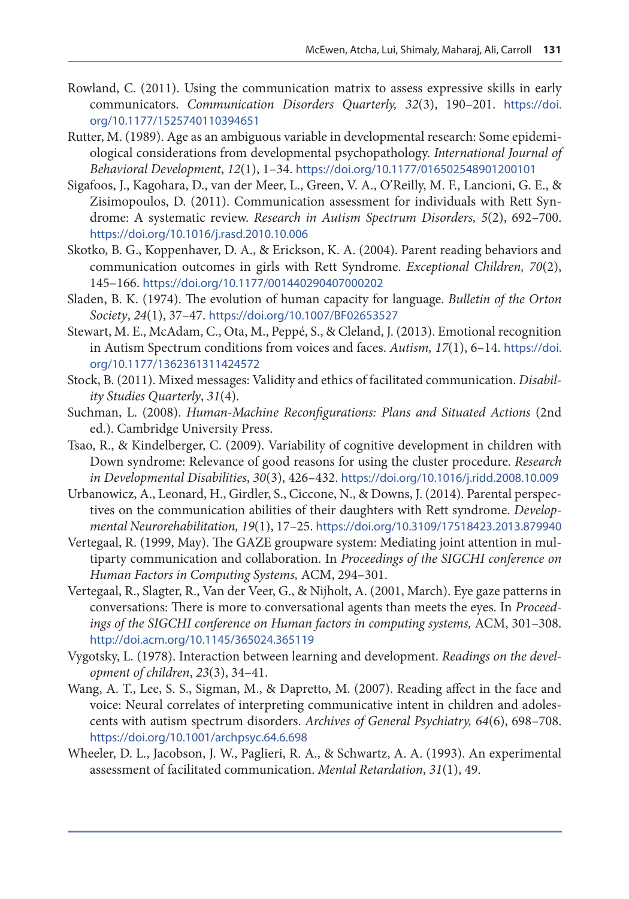Rowland, C. (2011). Using the communication matrix to assess expressive skills in early communicators. *Communication Disorders Quarterly, 32*(3), 190–201. https://doi.org/10.1177/1525740110394651

Rutter, M. (1989). Age as an ambiguous variable in developmental research: Some epidemiological considerations from developmental psychopathology. *International Journal of Behavioral Development*, *12*(1), 1–34. https://doi.org/10.1177/016502548901200101

Sigafoos, J., Kagohara, D., van der Meer, L., Green, V. A., O'Reilly, M. F., Lancioni, G. E., & Zisimopoulos, D. (2011). Communication assessment for individuals with Rett Syndrome: A systematic review. *Research in Autism Spectrum Disorders, 5*(2), 692–700. https://doi.org/10.1016/j.rasd.2010.10.006

Skotko, B. G., Koppenhaver, D. A., & Erickson, K. A. (2004). Parent reading behaviors and communication outcomes in girls with Rett Syndrome. *Exceptional Children, 70*(2), 145–166. https://doi.org/10.1177/001440290407000202

Sladen, B. K. (1974). The evolution of human capacity for language. *Bulletin of the Orton Society*, *24*(1), 37–47. https://doi.org/10.1007/BF02653527

Stewart, M. E., McAdam, C., Ota, M., Peppé, S., & Cleland, J. (2013). Emotional recognition in Autism Spectrum conditions from voices and faces. *Autism, 17*(1), 6–14. https://doi.org/10.1177/1362361311424572

Stock, B. (2011). Mixed messages: Validity and ethics of facilitated communication. *Disability Studies Quarterly*, *31*(4).

Suchman, L. (2008). *Human-Machine Reconfigurations: Plans and Situated Actions* (2nd ed.). Cambridge University Press.

Tsao, R., & Kindelberger, C. (2009). Variability of cognitive development in children with Down syndrome: Relevance of good reasons for using the cluster procedure. *Research in Developmental Disabilities*, *30*(3), 426–432. https://doi.org/10.1016/j.ridd.2008.10.009

Urbanowicz, A., Leonard, H., Girdler, S., Ciccone, N., & Downs, J. (2014). Parental perspectives on the communication abilities of their daughters with Rett syndrome. *Developmental Neurorehabilitation, 19*(1), 17–25. https://doi.org/10.3109/17518423.2013.879940

Vertegaal, R. (1999, May). The GAZE groupware system: Mediating joint attention in multiparty communication and collaboration. In *Proceedings of the SIGCHI conference on Human Factors in Computing Systems,* ACM, 294–301.

Vertegaal, R., Slagter, R., Van der Veer, G., & Nijholt, A. (2001, March). Eye gaze patterns in conversations: There is more to conversational agents than meets the eyes. In *Proceedings of the SIGCHI conference on Human factors in computing systems,* ACM, 301–308. http://doi.acm.org/10.1145/365024.365119

Vygotsky, L. (1978). Interaction between learning and development. *Readings on the development of children*, *23*(3), 34–41.

Wang, A. T., Lee, S. S., Sigman, M., & Dapretto, M. (2007). Reading affect in the face and voice: Neural correlates of interpreting communicative intent in children and adolescents with autism spectrum disorders. *Archives of General Psychiatry, 64*(6), 698–708. https://doi.org/10.1001/archpsyc.64.6.698

Wheeler, D. L., Jacobson, J. W., Paglieri, R. A., & Schwartz, A. A. (1993). An experimental assessment of facilitated communication. *Mental Retardation*, *31*(1), 49.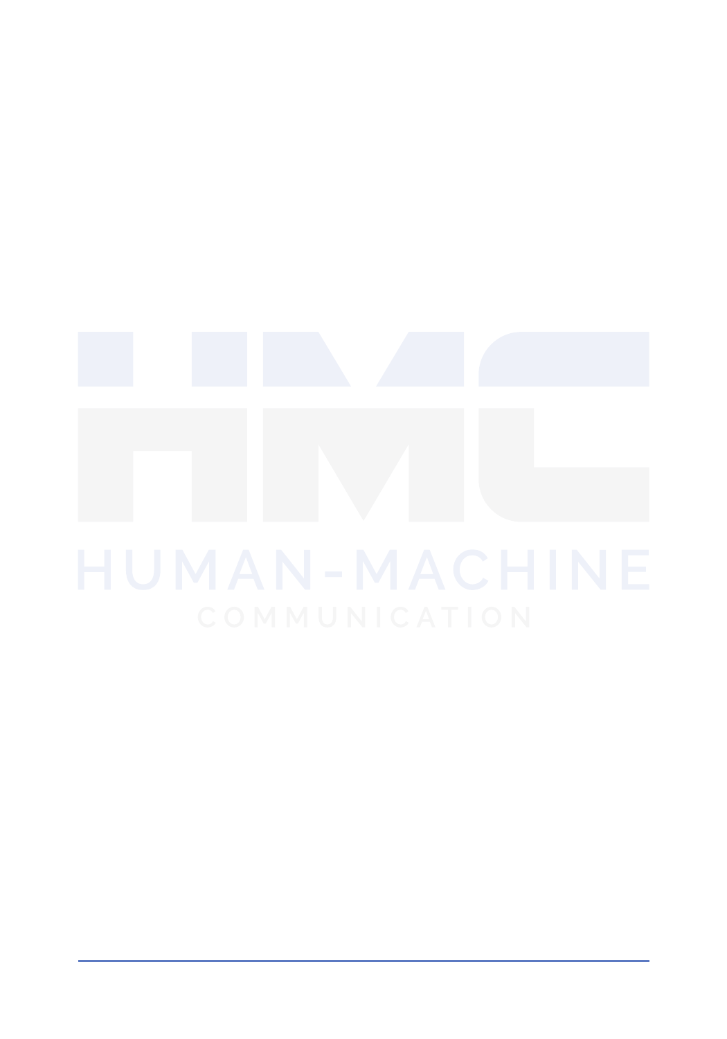HUMAN-MACHINE

COMMUNICATION